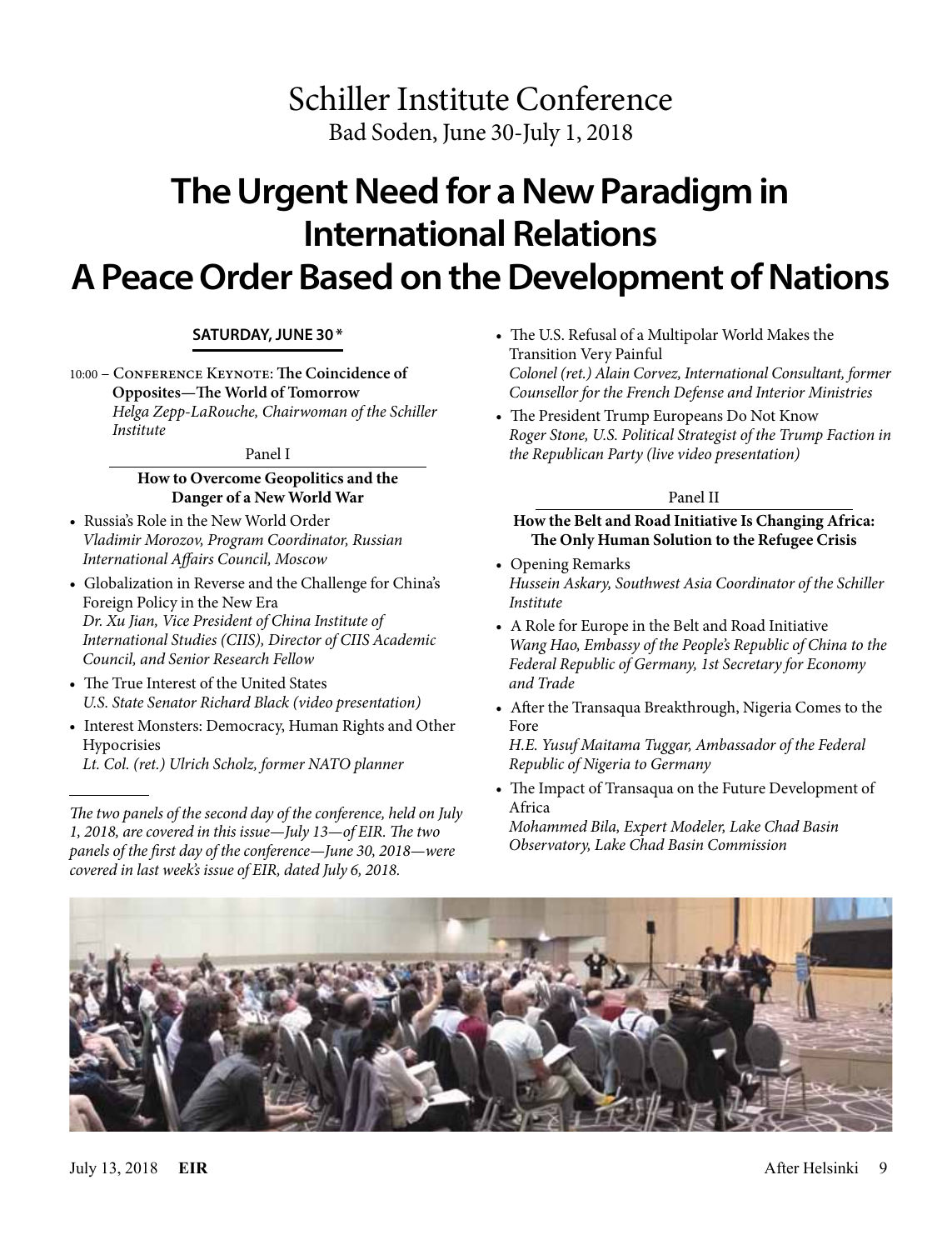# Schiller Institute Conference

Bad Soden, June 30-July 1, 2018

# The Urgent Need for a New Paradigm in International Relations
# A Peace Order Based on the Development of Nations

## SATURDAY, JUNE 30 *

10:00 – **Conference Keynote: The Coincidence of Opposites—The World of Tomorrow**
*Helga Zepp-LaRouche, Chairwoman of the Schiller Institute*

### Panel I
**How to Overcome Geopolitics and the Danger of a New World War**

- Russia's Role in the New World Order
  *Vladimir Morozov, Program Coordinator, Russian International Affairs Council, Moscow*
- Globalization in Reverse and the Challenge for China's Foreign Policy in the New Era
  *Dr. Xu Jian, Vice President of China Institute of International Studies (CIIS), Director of CIIS Academic Council, and Senior Research Fellow*
- The True Interest of the United States
  *U.S. State Senator Richard Black (video presentation)*
- Interest Monsters: Democracy, Human Rights and Other Hypocrisies
  *Lt. Col. (ret.) Ulrich Scholz, former NATO planner*
- The U.S. Refusal of a Multipolar World Makes the Transition Very Painful
  *Colonel (ret.) Alain Corvez, International Consultant, former Counsellor for the French Defense and Interior Ministries*
- The President Trump Europeans Do Not Know
  *Roger Stone, U.S. Political Strategist of the Trump Faction in the Republican Party (live video presentation)*

### Panel II
**How the Belt and Road Initiative Is Changing Africa: The Only Human Solution to the Refugee Crisis**

- Opening Remarks
  *Hussein Askary, Southwest Asia Coordinator of the Schiller Institute*
- A Role for Europe in the Belt and Road Initiative
  *Wang Hao, Embassy of the People's Republic of China to the Federal Republic of Germany, 1st Secretary for Economy and Trade*
- After the Transaqua Breakthrough, Nigeria Comes to the Fore
  *H.E. Yusuf Maitama Tuggar, Ambassador of the Federal Republic of Nigeria to Germany*
- The Impact of Transaqua on the Future Development of Africa
  *Mohammed Bila, Expert Modeler, Lake Chad Basin Observatory, Lake Chad Basin Commission*

---

*The two panels of the second day of the conference, held on July 1, 2018, are covered in this issue—July 13—of EIR. The two panels of the first day of the conference—June 30, 2018—were covered in last week's issue of EIR, dated July 6, 2018.*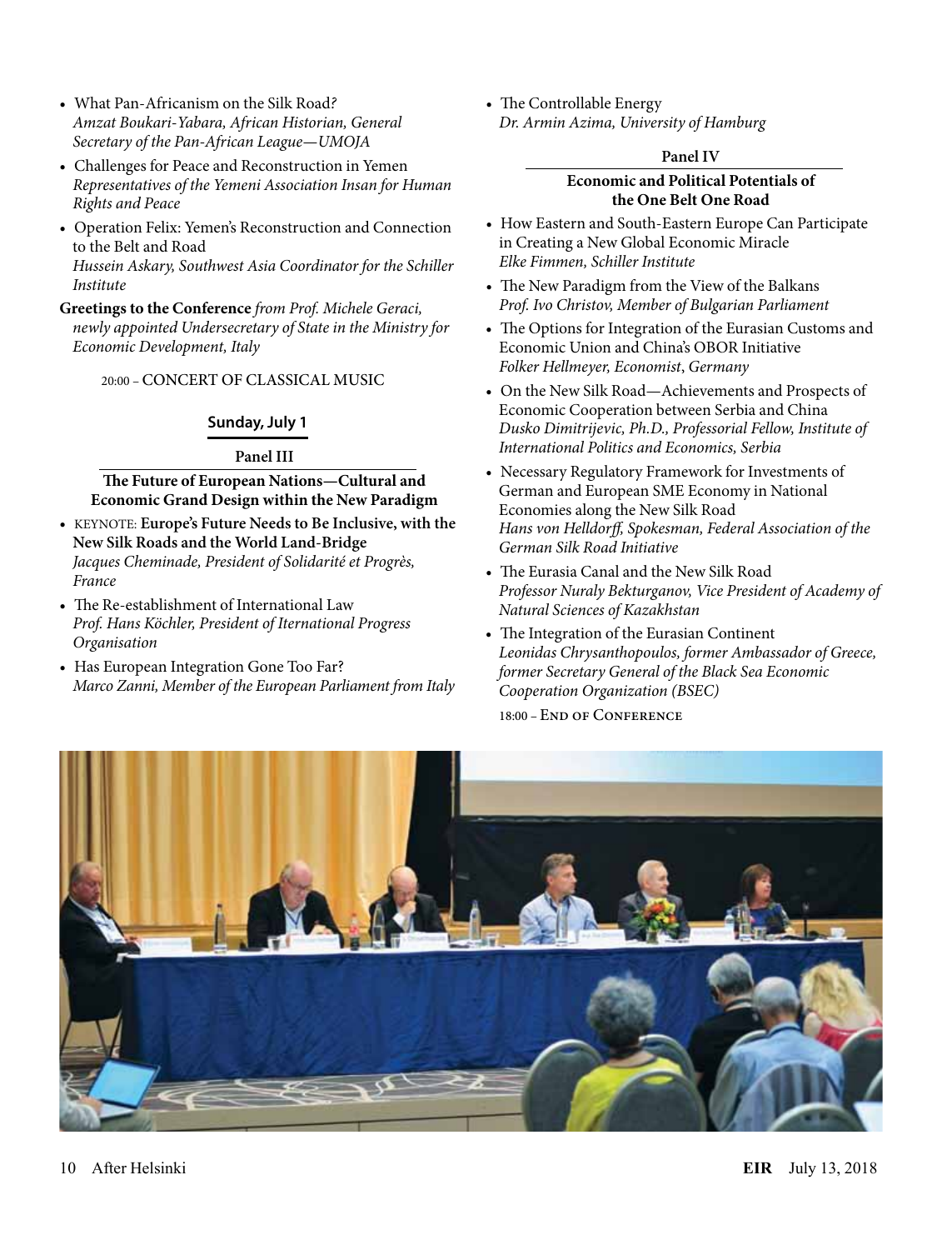- What Pan-Africanism on the Silk Road?
  *Amzat Boukari-Yabara, African Historian, General Secretary of the Pan-African League—UMOJA*
- Challenges for Peace and Reconstruction in Yemen
  *Representatives of the Yemeni Association Insan for Human Rights and Peace*
- Operation Felix: Yemen's Reconstruction and Connection to the Belt and Road
  *Hussein Askary, Southwest Asia Coordinator for the Schiller Institute*

**Greetings to the Conference** *from Prof. Michele Geraci, newly appointed Undersecretary of State in the Ministry for Economic Development, Italy*

20:00 – CONCERT OF CLASSICAL MUSIC

## Sunday, July 1

### Panel III

### The Future of European Nations—Cultural and Economic Grand Design within the New Paradigm

- KEYNOTE: **Europe's Future Needs to Be Inclusive, with the New Silk Roads and the World Land-Bridge**
  *Jacques Cheminade, President of Solidarité et Progrès, France*
- The Re-establishment of International Law
  *Prof. Hans Köchler, President of Iternational Progress Organisation*
- Has European Integration Gone Too Far?
  *Marco Zanni, Member of the European Parliament from Italy*
- The Controllable Energy
  *Dr. Armin Azima, University of Hamburg*

### Panel IV

### Economic and Political Potentials of the One Belt One Road

- How Eastern and South-Eastern Europe Can Participate in Creating a New Global Economic Miracle
  *Elke Fimmen, Schiller Institute*
- The New Paradigm from the View of the Balkans
  *Prof. Ivo Christov, Member of Bulgarian Parliament*
- The Options for Integration of the Eurasian Customs and Economic Union and China's OBOR Initiative
  *Folker Hellmeyer, Economist, Germany*
- On the New Silk Road—Achievements and Prospects of Economic Cooperation between Serbia and China
  *Dusko Dimitrijevic, Ph.D., Professorial Fellow, Institute of International Politics and Economics, Serbia*
- Necessary Regulatory Framework for Investments of German and European SME Economy in National Economies along the New Silk Road
  *Hans von Helldorff, Spokesman, Federal Association of the German Silk Road Initiative*
- The Eurasia Canal and the New Silk Road
  *Professor Nuraly Bekturganov, Vice President of Academy of Natural Sciences of Kazakhstan*
- The Integration of the Eurasian Continent
  *Leonidas Chrysanthopoulos, former Ambassador of Greece, former Secretary General of the Black Sea Economic Cooperation Organization (BSEC)*

18:00 – END OF CONFERENCE